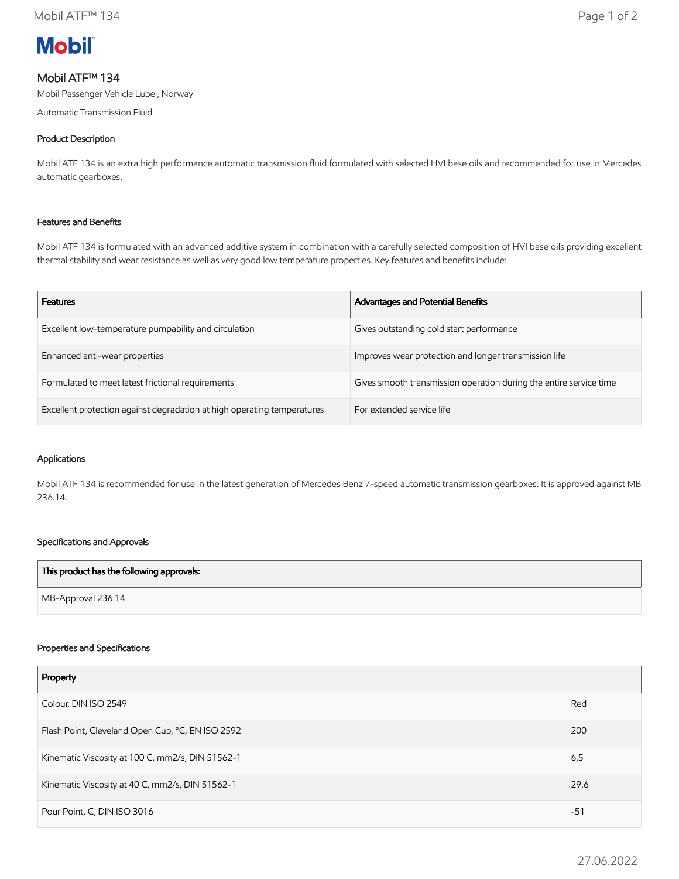# Mobil ATF™ 134

Mobil Passenger Vehicle Lube , Norway

Automatic Transmission Fluid

## Product Description

Mobil ATF 134 is an extra high performance automatic transmission fluid formulated with selected HVI base oils and recommended for use in Mercedes automatic gearboxes.

## Features and Benefits

Mobil ATF 134 is formulated with an advanced additive system in combination with a carefully selected composition of HVI base oils providing excellent thermal stability and wear resistance as well as very good low temperature properties. Key features and benefits include:

| Features | Advantages and Potential Benefits |
|---|---|
| Excellent low-temperature pumpability and circulation | Gives outstanding cold start performance |
| Enhanced anti-wear properties | Improves wear protection and longer transmission life |
| Formulated to meet latest frictional requirements | Gives smooth transmission operation during the entire service time |
| Excellent protection against degradation at high operating temperatures | For extended service life |

## Applications

Mobil ATF 134 is recommended for use in the latest generation of Mercedes Benz 7-speed automatic transmission gearboxes. It is approved against MB 236.14.

## Specifications and Approvals

| This product has the following approvals: |
|---|
| MB-Approval 236.14 |

## Properties and Specifications

| Property | |
|---|---|
| Colour, DIN ISO 2549 | Red |
| Flash Point, Cleveland Open Cup, °C, EN ISO 2592 | 200 |
| Kinematic Viscosity at 100 C, mm2/s, DIN 51562-1 | 6,5 |
| Kinematic Viscosity at 40 C, mm2/s, DIN 51562-1 | 29,6 |
| Pour Point, C, DIN ISO 3016 | -51 |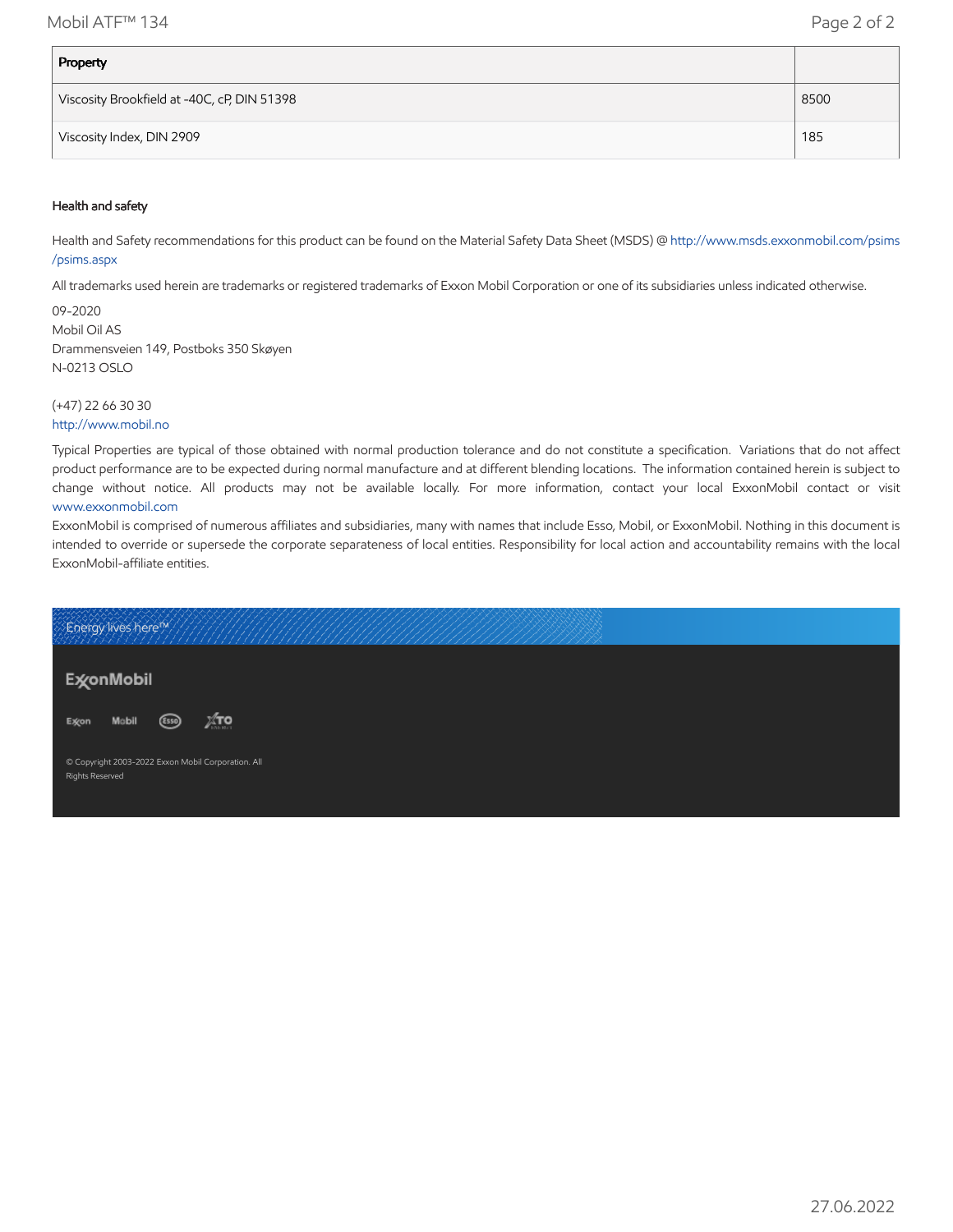| Property | |
|---|---|
| Viscosity Brookfield at -40C, cP, DIN 51398 | 8500 |
| Viscosity Index, DIN 2909 | 185 |

### Health and safety

Health and Safety recommendations for this product can be found on the Material Safety Data Sheet (MSDS) @ http://www.msds.exxonmobil.com/psims/psims.aspx

All trademarks used herein are trademarks or registered trademarks of Exxon Mobil Corporation or one of its subsidiaries unless indicated otherwise.

09-2020
Mobil Oil AS
Drammensveien 149, Postboks 350 Skøyen
N-0213 OSLO

(+47) 22 66 30 30
http://www.mobil.no

Typical Properties are typical of those obtained with normal production tolerance and do not constitute a specification. Variations that do not affect product performance are to be expected during normal manufacture and at different blending locations. The information contained herein is subject to change without notice. All products may not be available locally. For more information, contact your local ExxonMobil contact or visit www.exxonmobil.com

ExxonMobil is comprised of numerous affiliates and subsidiaries, many with names that include Esso, Mobil, or ExxonMobil. Nothing in this document is intended to override or supersede the corporate separateness of local entities. Responsibility for local action and accountability remains with the local ExxonMobil-affiliate entities.

Energy lives here™

ExxonMobil

Exxon Mobil Esso XTO

© Copyright 2003-2022 Exxon Mobil Corporation. All Rights Reserved

27.06.2022